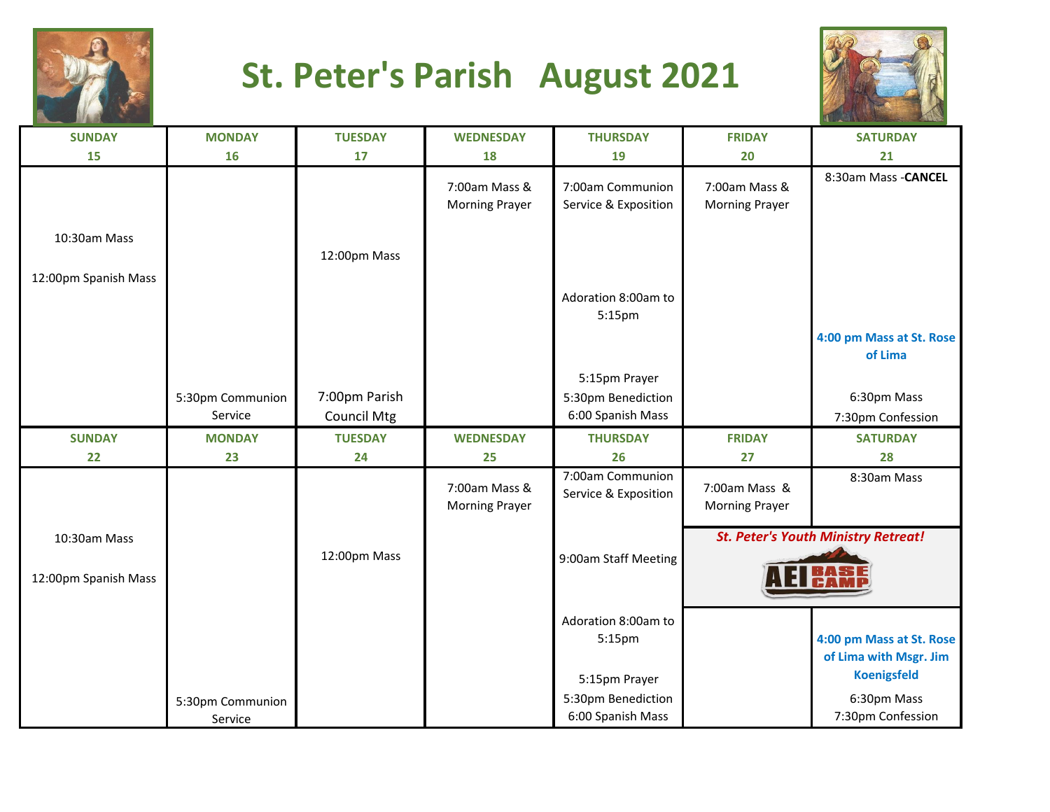# St. Peter's Parish August 2021

| SUNDAY 15 | MONDAY 16 | TUESDAY 17 | WEDNESDAY 18 | THURSDAY 19 | FRIDAY 20 | SATURDAY 21 |
|---|---|---|---|---|---|---|
| 10:30am Mass<br><br>12:00pm Spanish Mass | 5:30pm Communion Service | 12:00pm Mass<br><br>7:00pm Parish Council Mtg | 7:00am Mass & Morning Prayer | 7:00am Communion Service & Exposition<br><br>Adoration 8:00am to 5:15pm<br><br>5:15pm Prayer<br>5:30pm Benediction<br>6:00 Spanish Mass | 7:00am Mass & Morning Prayer | 8:30am Mass -**CANCEL**<br><br>**4:00 pm Mass at St. Rose of Lima**<br><br>6:30pm Mass<br>7:30pm Confession |
| **SUNDAY 22** | **MONDAY 23** | **TUESDAY 24** | **WEDNESDAY 25** | **THURSDAY 26** | **FRIDAY 27** | **SATURDAY 28** |
| 10:30am Mass<br><br>12:00pm Spanish Mass | 5:30pm Communion Service | 12:00pm Mass | 7:00am Mass & Morning Prayer | 7:00am Communion Service & Exposition<br><br>9:00am Staff Meeting<br><br>Adoration 8:00am to 5:15pm<br><br>5:15pm Prayer<br>5:30pm Benediction<br>6:00 Spanish Mass | 7:00am Mass & Morning Prayer<br><br>***St. Peter's Youth Ministry Retreat!*** AEI BASE CAMP | 8:30am Mass<br><br>***St. Peter's Youth Ministry Retreat!*** AEI BASE CAMP<br><br>**4:00 pm Mass at St. Rose of Lima with Msgr. Jim Koenigsfeld**<br><br>6:30pm Mass<br>7:30pm Confession |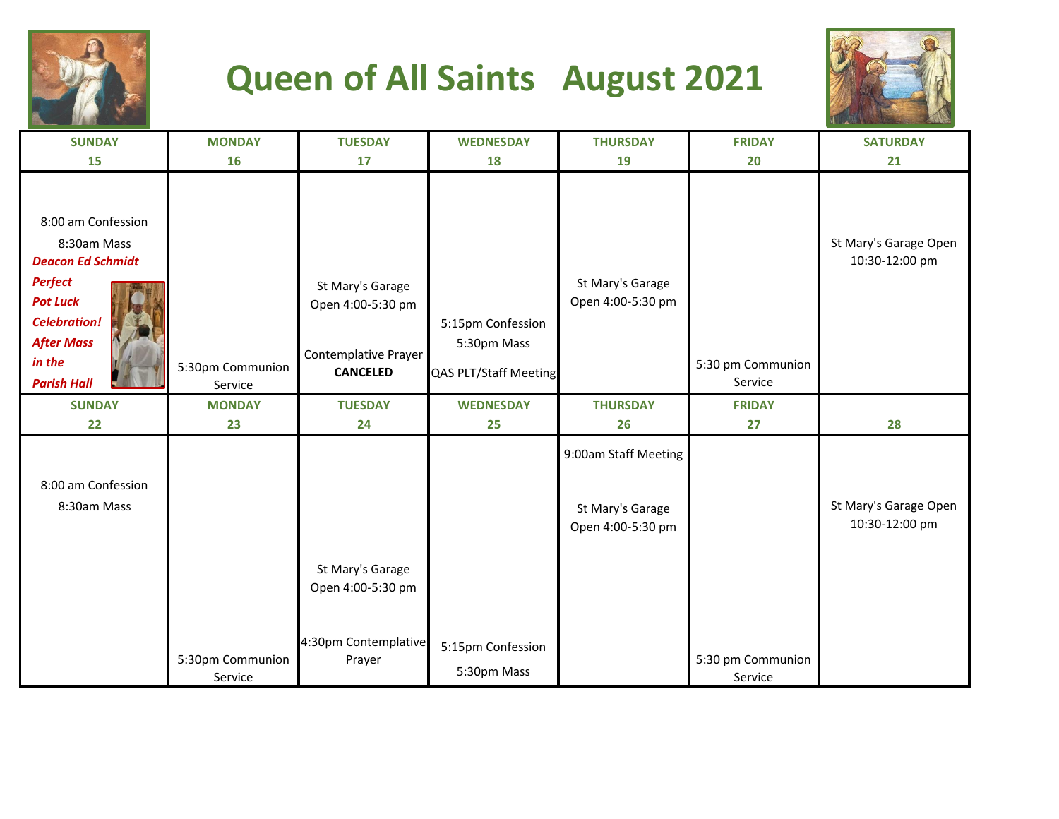# Queen of All Saints August 2021

| SUNDAY 15 | MONDAY 16 | TUESDAY 17 | WEDNESDAY 18 | THURSDAY 19 | FRIDAY 20 | SATURDAY 21 |
|---|---|---|---|---|---|---|
| 8:00 am Confession<br>8:30am Mass<br>***Deacon Ed Schmidt Perfect Pot Luck Celebration! After Mass in the Parish Hall*** | 5:30pm Communion Service | St Mary's Garage Open 4:00-5:30 pm<br><br>Contemplative Prayer **CANCELED** | 5:15pm Confession<br>5:30pm Mass<br>QAS PLT/Staff Meeting | St Mary's Garage Open 4:00-5:30 pm | 5:30 pm Communion Service | St Mary's Garage Open 10:30-12:00 pm |
| **SUNDAY 22** | **MONDAY 23** | **TUESDAY 24** | **WEDNESDAY 25** | **THURSDAY 26** | **FRIDAY 27** | **28** |
| 8:00 am Confession<br>8:30am Mass | 5:30pm Communion Service | St Mary's Garage Open 4:00-5:30 pm<br><br>4:30pm Contemplative Prayer | 5:15pm Confession<br>5:30pm Mass | 9:00am Staff Meeting<br><br>St Mary's Garage Open 4:00-5:30 pm | 5:30 pm Communion Service | St Mary's Garage Open 10:30-12:00 pm |